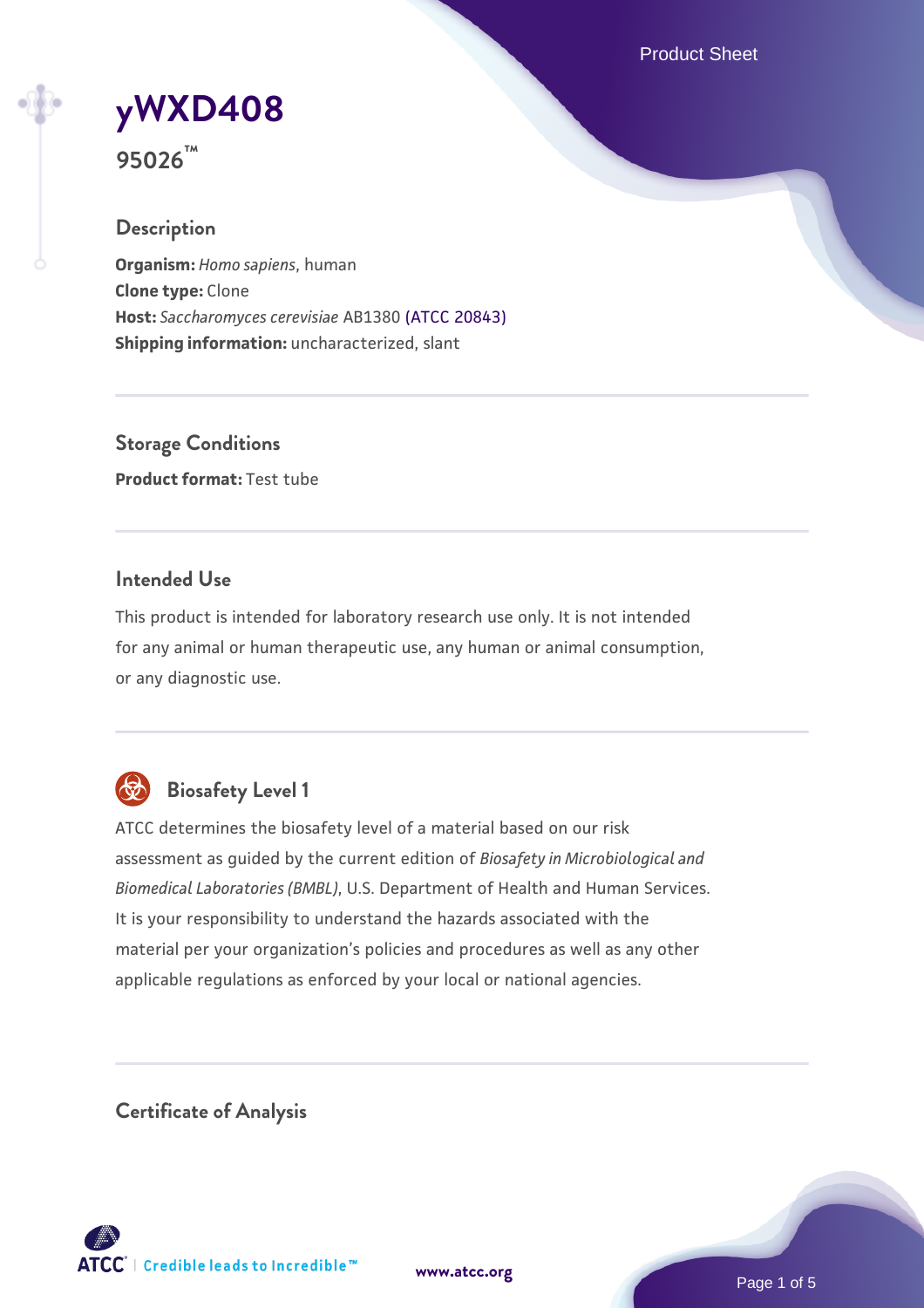# yWXD408

**95026™**

## Description

**Organism:** *Homo sapiens*, human
**Clone type:** Clone
**Host:** *Saccharomyces cerevisiae* AB1380 (ATCC 20843)
**Shipping information:** uncharacterized, slant

## Storage Conditions

**Product format:** Test tube

## Intended Use

This product is intended for laboratory research use only. It is not intended for any animal or human therapeutic use, any human or animal consumption, or any diagnostic use.

## Biosafety Level 1

ATCC determines the biosafety level of a material based on our risk assessment as guided by the current edition of *Biosafety in Microbiological and Biomedical Laboratories (BMBL)*, U.S. Department of Health and Human Services. It is your responsibility to understand the hazards associated with the material per your organization's policies and procedures as well as any other applicable regulations as enforced by your local or national agencies.

## Certificate of Analysis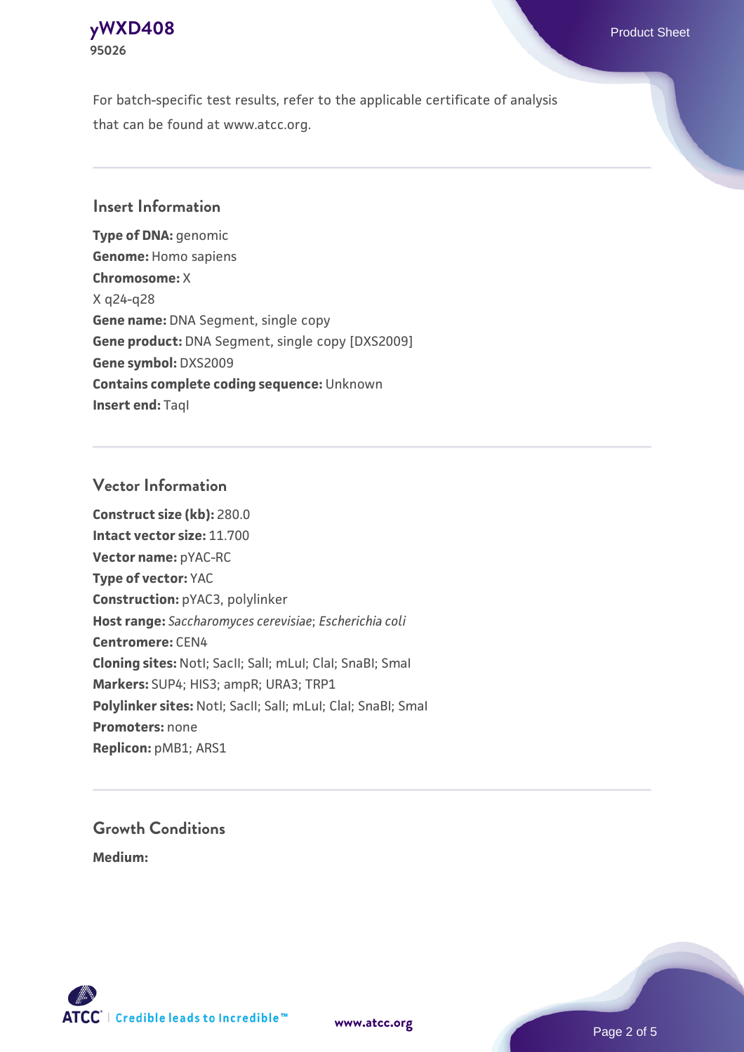For batch-specific test results, refer to the applicable certificate of analysis that can be found at www.atcc.org.

## Insert Information

**Type of DNA:** genomic
**Genome:** Homo sapiens
**Chromosome:** X
X q24-q28
**Gene name:** DNA Segment, single copy
**Gene product:** DNA Segment, single copy [DXS2009]
**Gene symbol:** DXS2009
**Contains complete coding sequence:** Unknown
**Insert end:** TaqI

## Vector Information

**Construct size (kb):** 280.0
**Intact vector size:** 11.700
**Vector name:** pYAC-RC
**Type of vector:** YAC
**Construction:** pYAC3, polylinker
**Host range:** *Saccharomyces cerevisiae*; *Escherichia coli*
**Centromere:** CEN4
**Cloning sites:** NotI; SacII; SalI; mLuI; ClaI; SnaBI; SmaI
**Markers:** SUP4; HIS3; ampR; URA3; TRP1
**Polylinker sites:** NotI; SacII; SalI; mLuI; ClaI; SnaBI; SmaI
**Promoters:** none
**Replicon:** pMB1; ARS1

## Growth Conditions

**Medium:**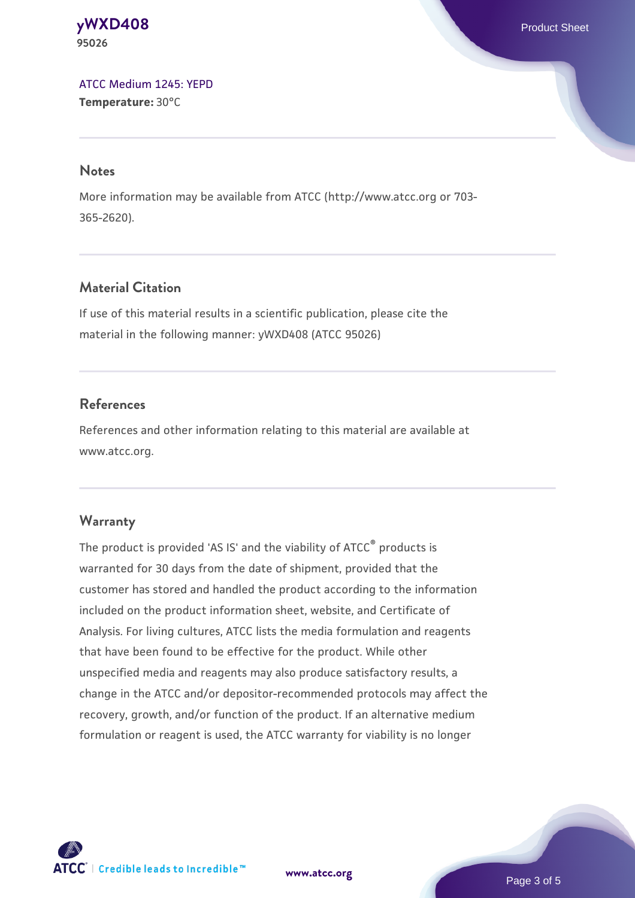[ATCC Medium 1245: YEPD](ATCC Medium 1245: YEPD)
**Temperature:** 30°C

## Notes

More information may be available from ATCC (http://www.atcc.org or 703-365-2620).

## Material Citation

If use of this material results in a scientific publication, please cite the material in the following manner: yWXD408 (ATCC 95026)

## References

References and other information relating to this material are available at www.atcc.org.

## Warranty

The product is provided 'AS IS' and the viability of ATCC® products is warranted for 30 days from the date of shipment, provided that the customer has stored and handled the product according to the information included on the product information sheet, website, and Certificate of Analysis. For living cultures, ATCC lists the media formulation and reagents that have been found to be effective for the product. While other unspecified media and reagents may also produce satisfactory results, a change in the ATCC and/or depositor-recommended protocols may affect the recovery, growth, and/or function of the product. If an alternative medium formulation or reagent is used, the ATCC warranty for viability is no longer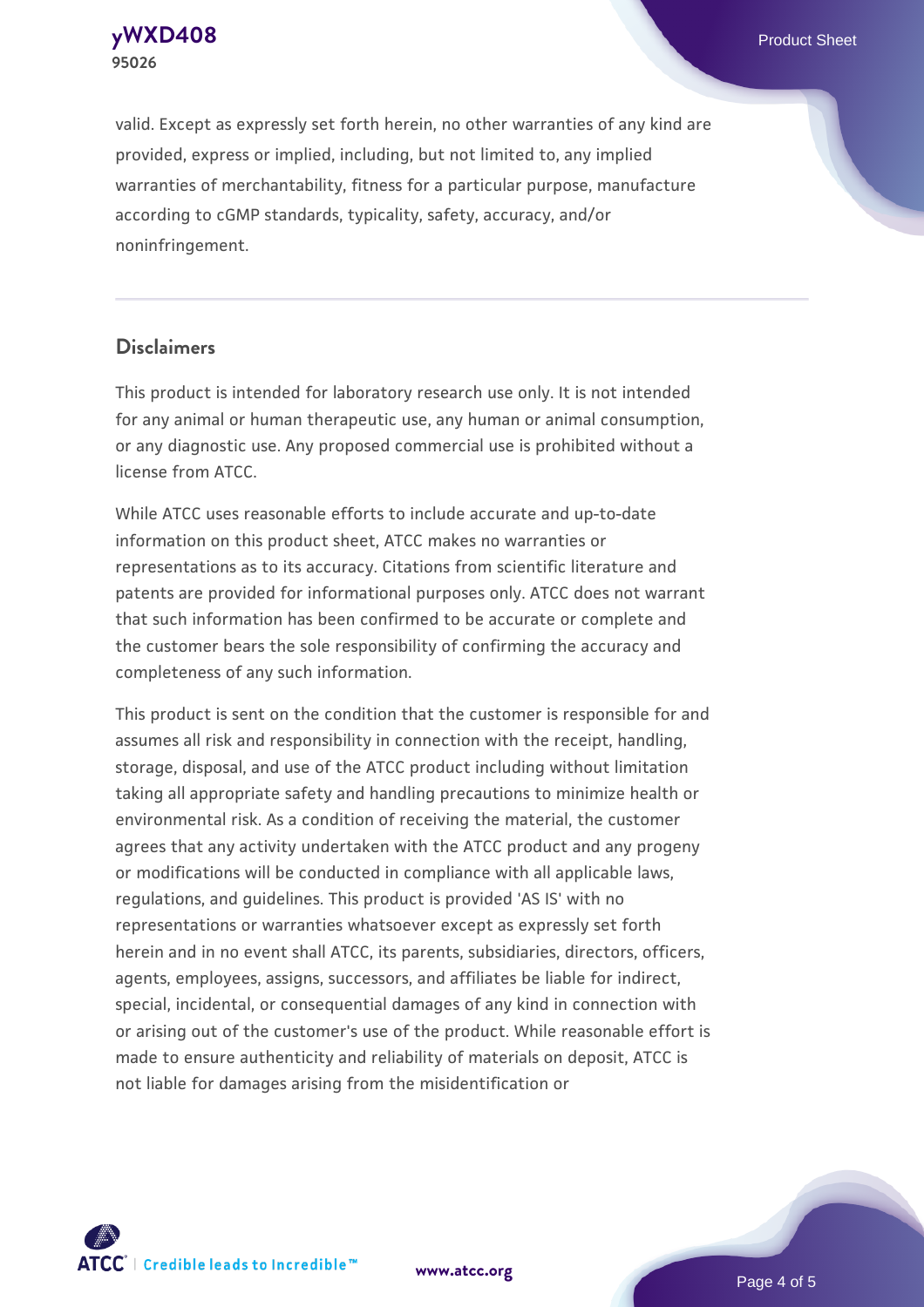valid. Except as expressly set forth herein, no other warranties of any kind are provided, express or implied, including, but not limited to, any implied warranties of merchantability, fitness for a particular purpose, manufacture according to cGMP standards, typicality, safety, accuracy, and/or noninfringement.

## Disclaimers

This product is intended for laboratory research use only. It is not intended for any animal or human therapeutic use, any human or animal consumption, or any diagnostic use. Any proposed commercial use is prohibited without a license from ATCC.

While ATCC uses reasonable efforts to include accurate and up-to-date information on this product sheet, ATCC makes no warranties or representations as to its accuracy. Citations from scientific literature and patents are provided for informational purposes only. ATCC does not warrant that such information has been confirmed to be accurate or complete and the customer bears the sole responsibility of confirming the accuracy and completeness of any such information.

This product is sent on the condition that the customer is responsible for and assumes all risk and responsibility in connection with the receipt, handling, storage, disposal, and use of the ATCC product including without limitation taking all appropriate safety and handling precautions to minimize health or environmental risk. As a condition of receiving the material, the customer agrees that any activity undertaken with the ATCC product and any progeny or modifications will be conducted in compliance with all applicable laws, regulations, and guidelines. This product is provided 'AS IS' with no representations or warranties whatsoever except as expressly set forth herein and in no event shall ATCC, its parents, subsidiaries, directors, officers, agents, employees, assigns, successors, and affiliates be liable for indirect, special, incidental, or consequential damages of any kind in connection with or arising out of the customer's use of the product. While reasonable effort is made to ensure authenticity and reliability of materials on deposit, ATCC is not liable for damages arising from the misidentification or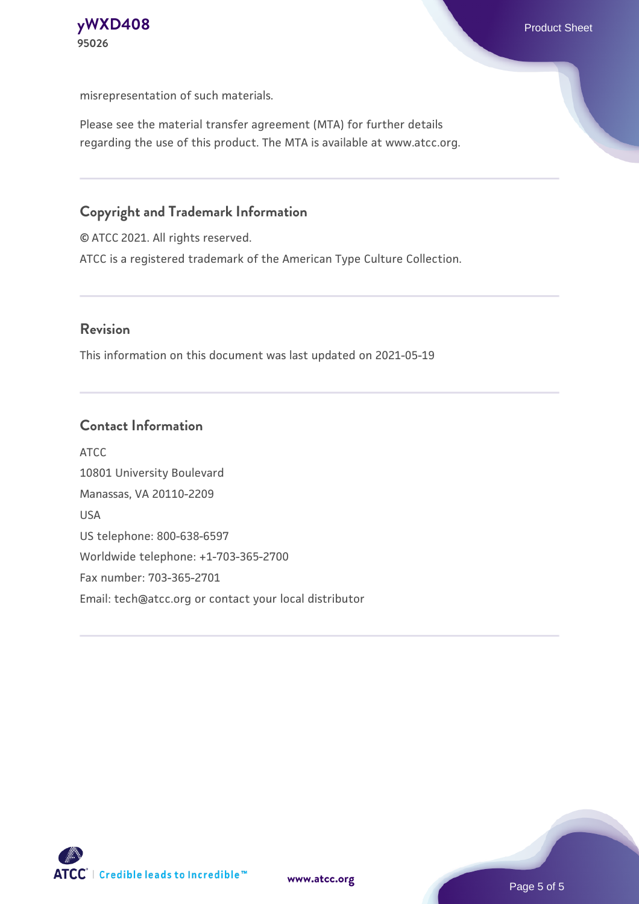misrepresentation of such materials.

Please see the material transfer agreement (MTA) for further details regarding the use of this product. The MTA is available at www.atcc.org.

## Copyright and Trademark Information

© ATCC 2021. All rights reserved.

ATCC is a registered trademark of the American Type Culture Collection.

## Revision

This information on this document was last updated on 2021-05-19

## Contact Information

ATCC
10801 University Boulevard
Manassas, VA 20110-2209
USA
US telephone: 800-638-6597
Worldwide telephone: +1-703-365-2700
Fax number: 703-365-2701
Email: tech@atcc.org or contact your local distributor